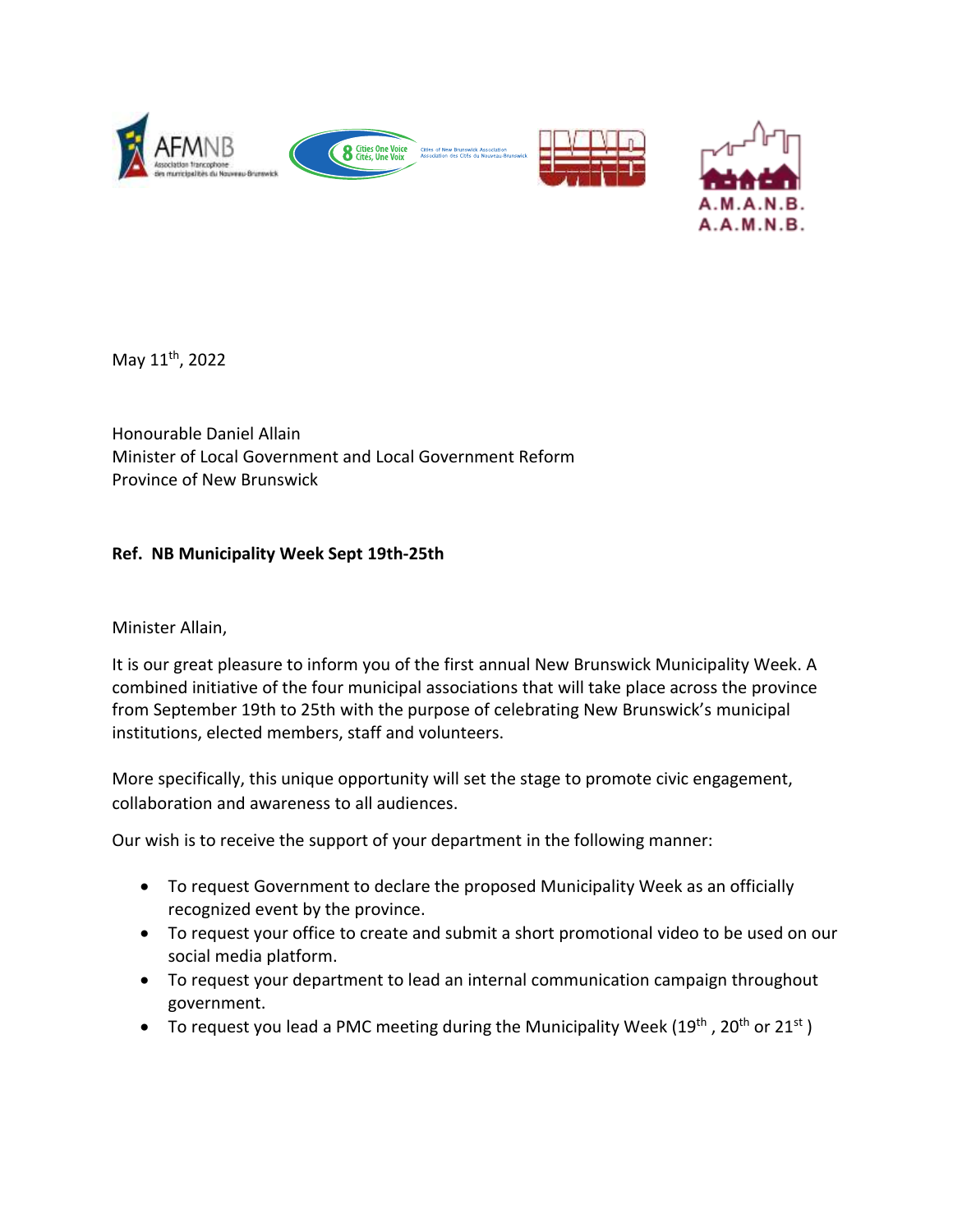AFMNB Association francophone des municipalités du Nouveau-Brunswick

8 Cities One Voice Cités, Une Voix — Cities of New Brunswick Association Association des Cités du Nouveau-Brunswick

UMNB

A.M.A.N.B. A.A.M.N.B.

May 11th, 2022

Honourable Daniel Allain
Minister of Local Government and Local Government Reform
Province of New Brunswick

**Ref. NB Municipality Week Sept 19th-25th**

Minister Allain,

It is our great pleasure to inform you of the first annual New Brunswick Municipality Week. A combined initiative of the four municipal associations that will take place across the province from September 19th to 25th with the purpose of celebrating New Brunswick's municipal institutions, elected members, staff and volunteers.

More specifically, this unique opportunity will set the stage to promote civic engagement, collaboration and awareness to all audiences.

Our wish is to receive the support of your department in the following manner:

- To request Government to declare the proposed Municipality Week as an officially recognized event by the province.
- To request your office to create and submit a short promotional video to be used on our social media platform.
- To request your department to lead an internal communication campaign throughout government.
- To request you lead a PMC meeting during the Municipality Week (19th , 20th or 21st )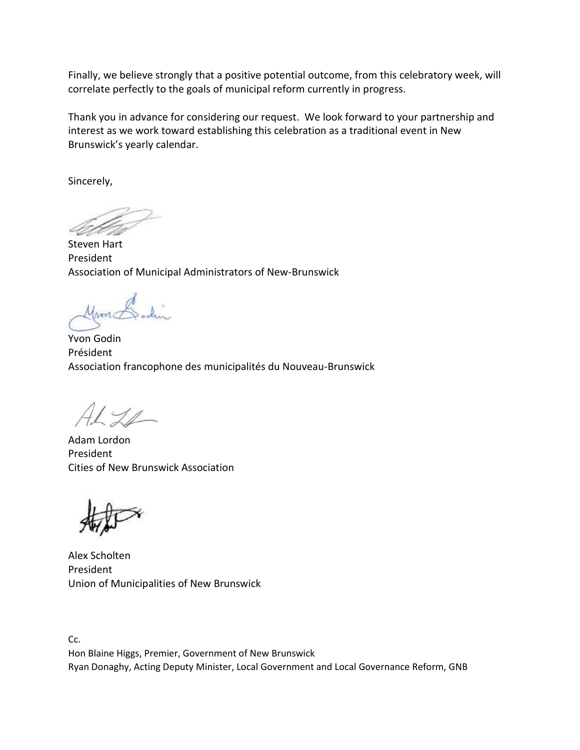Finally, we believe strongly that a positive potential outcome, from this celebratory week, will correlate perfectly to the goals of municipal reform currently in progress.

Thank you in advance for considering our request. We look forward to your partnership and interest as we work toward establishing this celebration as a traditional event in New Brunswick's yearly calendar.

Sincerely,

Steven Hart
President
Association of Municipal Administrators of New-Brunswick

Yvon Godin
Président
Association francophone des municipalités du Nouveau-Brunswick

Adam Lordon
President
Cities of New Brunswick Association

Alex Scholten
President
Union of Municipalities of New Brunswick

Cc.
Hon Blaine Higgs, Premier, Government of New Brunswick
Ryan Donaghy, Acting Deputy Minister, Local Government and Local Governance Reform, GNB